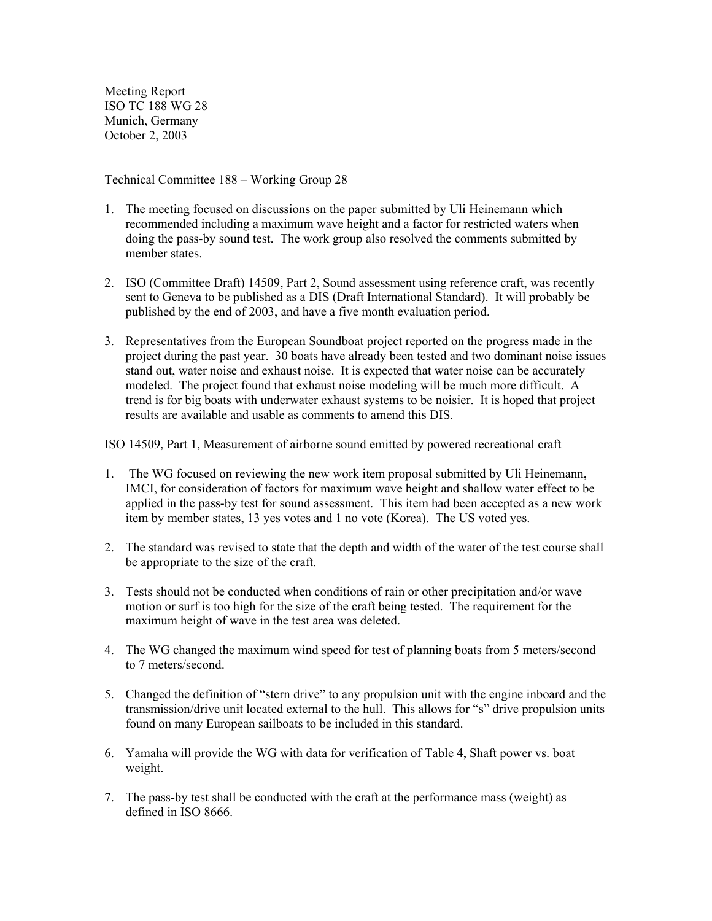Meeting Report
ISO TC 188 WG 28
Munich, Germany
October 2, 2003

Technical Committee 188 – Working Group 28

1. The meeting focused on discussions on the paper submitted by Uli Heinemann which recommended including a maximum wave height and a factor for restricted waters when doing the pass-by sound test. The work group also resolved the comments submitted by member states.

2. ISO (Committee Draft) 14509, Part 2, Sound assessment using reference craft, was recently sent to Geneva to be published as a DIS (Draft International Standard). It will probably be published by the end of 2003, and have a five month evaluation period.

3. Representatives from the European Soundboat project reported on the progress made in the project during the past year. 30 boats have already been tested and two dominant noise issues stand out, water noise and exhaust noise. It is expected that water noise can be accurately modeled. The project found that exhaust noise modeling will be much more difficult. A trend is for big boats with underwater exhaust systems to be noisier. It is hoped that project results are available and usable as comments to amend this DIS.

ISO 14509, Part 1, Measurement of airborne sound emitted by powered recreational craft

1. The WG focused on reviewing the new work item proposal submitted by Uli Heinemann, IMCI, for consideration of factors for maximum wave height and shallow water effect to be applied in the pass-by test for sound assessment. This item had been accepted as a new work item by member states, 13 yes votes and 1 no vote (Korea). The US voted yes.

2. The standard was revised to state that the depth and width of the water of the test course shall be appropriate to the size of the craft.

3. Tests should not be conducted when conditions of rain or other precipitation and/or wave motion or surf is too high for the size of the craft being tested. The requirement for the maximum height of wave in the test area was deleted.

4. The WG changed the maximum wind speed for test of planning boats from 5 meters/second to 7 meters/second.

5. Changed the definition of "stern drive" to any propulsion unit with the engine inboard and the transmission/drive unit located external to the hull. This allows for "s" drive propulsion units found on many European sailboats to be included in this standard.

6. Yamaha will provide the WG with data for verification of Table 4, Shaft power vs. boat weight.

7. The pass-by test shall be conducted with the craft at the performance mass (weight) as defined in ISO 8666.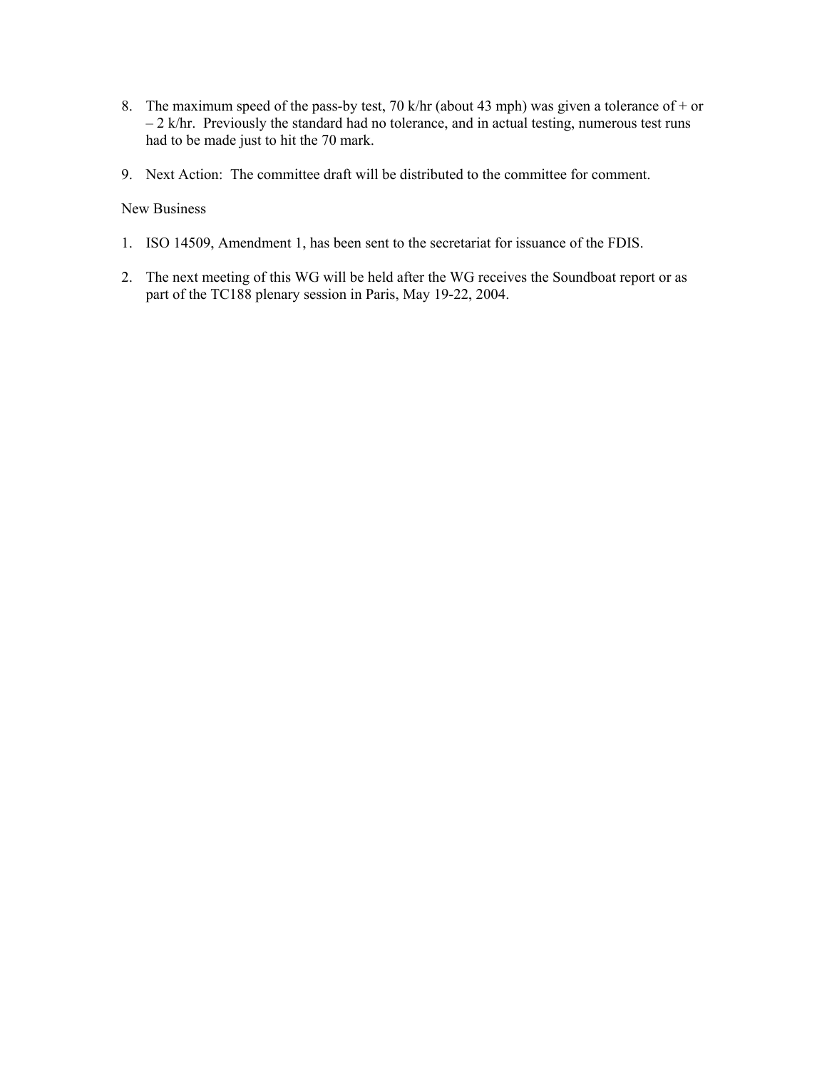8. The maximum speed of the pass-by test, 70 k/hr (about 43 mph) was given a tolerance of + or – 2 k/hr. Previously the standard had no tolerance, and in actual testing, numerous test runs had to be made just to hit the 70 mark.

9. Next Action: The committee draft will be distributed to the committee for comment.

New Business

1. ISO 14509, Amendment 1, has been sent to the secretariat for issuance of the FDIS.

2. The next meeting of this WG will be held after the WG receives the Soundboat report or as part of the TC188 plenary session in Paris, May 19-22, 2004.